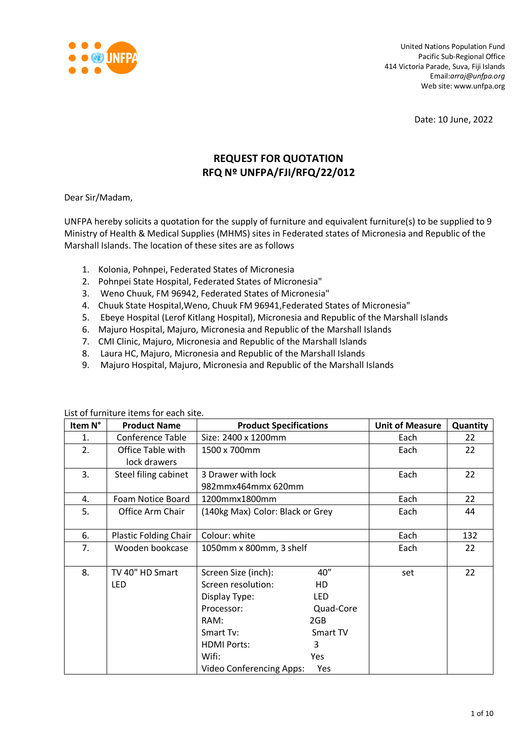United Nations Population Fund
Pacific Sub-Regional Office
414 Victoria Parade, Suva, Fiji Islands
Email:*arraj@unfpa.org*
Web site: www.unfpa.org

Date: 10 June, 2022

## REQUEST FOR QUOTATION
## RFQ Nº UNFPA/FJI/RFQ/22/012

Dear Sir/Madam,

UNFPA hereby solicits a quotation for the supply of furniture and equivalent furniture(s) to be supplied to 9 Ministry of Health & Medical Supplies (MHMS) sites in Federated states of Micronesia and Republic of the Marshall Islands. The location of these sites are as follows

1. Kolonia, Pohnpei, Federated States of Micronesia
2. Pohnpei State Hospital, Federated States of Micronesia"
3. Weno Chuuk, FM 96942, Federated States of Micronesia"
4. Chuuk State Hospital,Weno, Chuuk FM 96941,Federated States of Micronesia"
5. Ebeye Hospital (Lerof Kitlang Hospital), Micronesia and Republic of the Marshall Islands
6. Majuro Hospital, Majuro, Micronesia and Republic of the Marshall Islands
7. CMI Clinic, Majuro, Micronesia and Republic of the Marshall Islands
8. Laura HC, Majuro, Micronesia and Republic of the Marshall Islands
9. Majuro Hospital, Majuro, Micronesia and Republic of the Marshall Islands

List of furniture items for each site.

| Item N° | Product Name | Product Specifications | Unit of Measure | Quantity |
|---|---|---|---|---|
| 1. | Conference Table | Size: 2400 x 1200mm | Each | 22 |
| 2. | Office Table with lock drawers | 1500 x 700mm | Each | 22 |
| 3. | Steel filing cabinet | 3 Drawer with lock 982mmx464mmx 620mm | Each | 22 |
| 4. | Foam Notice Board | 1200mmx1800mm | Each | 22 |
| 5. | Office Arm Chair | (140kg Max) Color: Black or Grey | Each | 44 |
| 6. | Plastic Folding Chair | Colour: white | Each | 132 |
| 7. | Wooden bookcase | 1050mm x 800mm, 3 shelf | Each | 22 |
| 8. | TV 40" HD Smart LED | Screen Size (inch): 40"<br>Screen resolution: HD<br>Display Type: LED<br>Processor: Quad-Core<br>RAM: 2GB<br>Smart Tv: Smart TV<br>HDMI Ports: 3<br>Wifi: Yes<br>Video Conferencing Apps: Yes | set | 22 |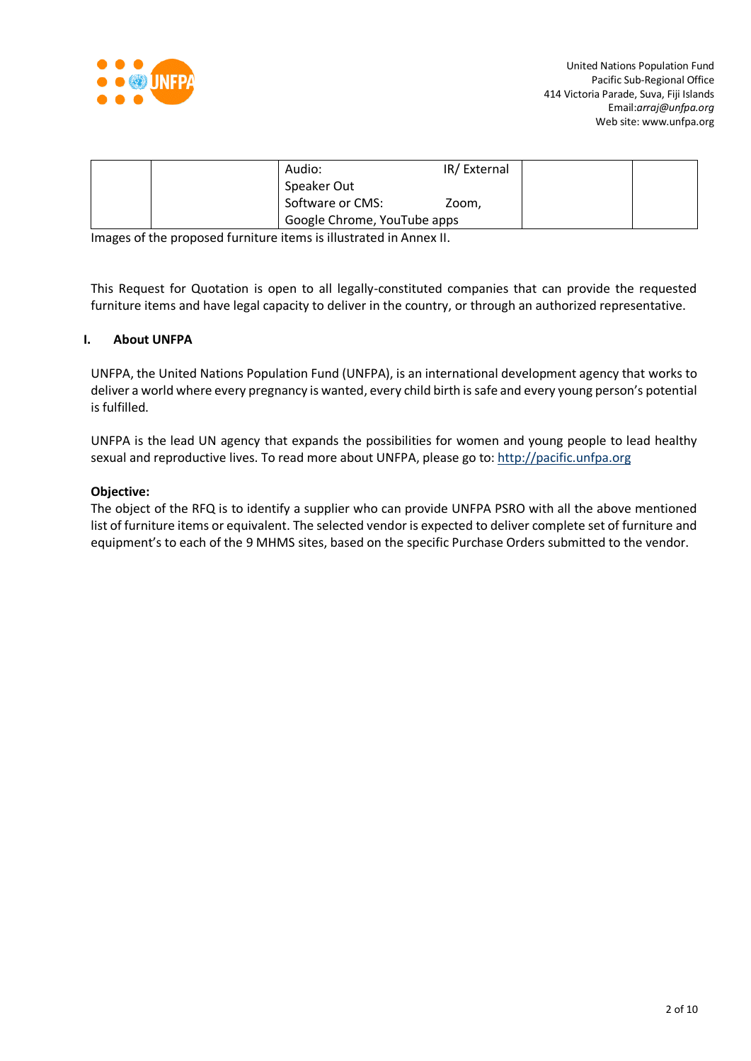| | | | | |
|---|---|---|---|---|
| | | Audio: IR/ External Speaker Out<br>Software or CMS: Zoom, Google Chrome, YouTube apps | | |

Images of the proposed furniture items is illustrated in Annex II.

This Request for Quotation is open to all legally-constituted companies that can provide the requested furniture items and have legal capacity to deliver in the country, or through an authorized representative.

## I. About UNFPA

UNFPA, the United Nations Population Fund (UNFPA), is an international development agency that works to deliver a world where every pregnancy is wanted, every child birth is safe and every young person's potential is fulfilled.

UNFPA is the lead UN agency that expands the possibilities for women and young people to lead healthy sexual and reproductive lives. To read more about UNFPA, please go to: http://pacific.unfpa.org

**Objective:**
The object of the RFQ is to identify a supplier who can provide UNFPA PSRO with all the above mentioned list of furniture items or equivalent. The selected vendor is expected to deliver complete set of furniture and equipment's to each of the 9 MHMS sites, based on the specific Purchase Orders submitted to the vendor.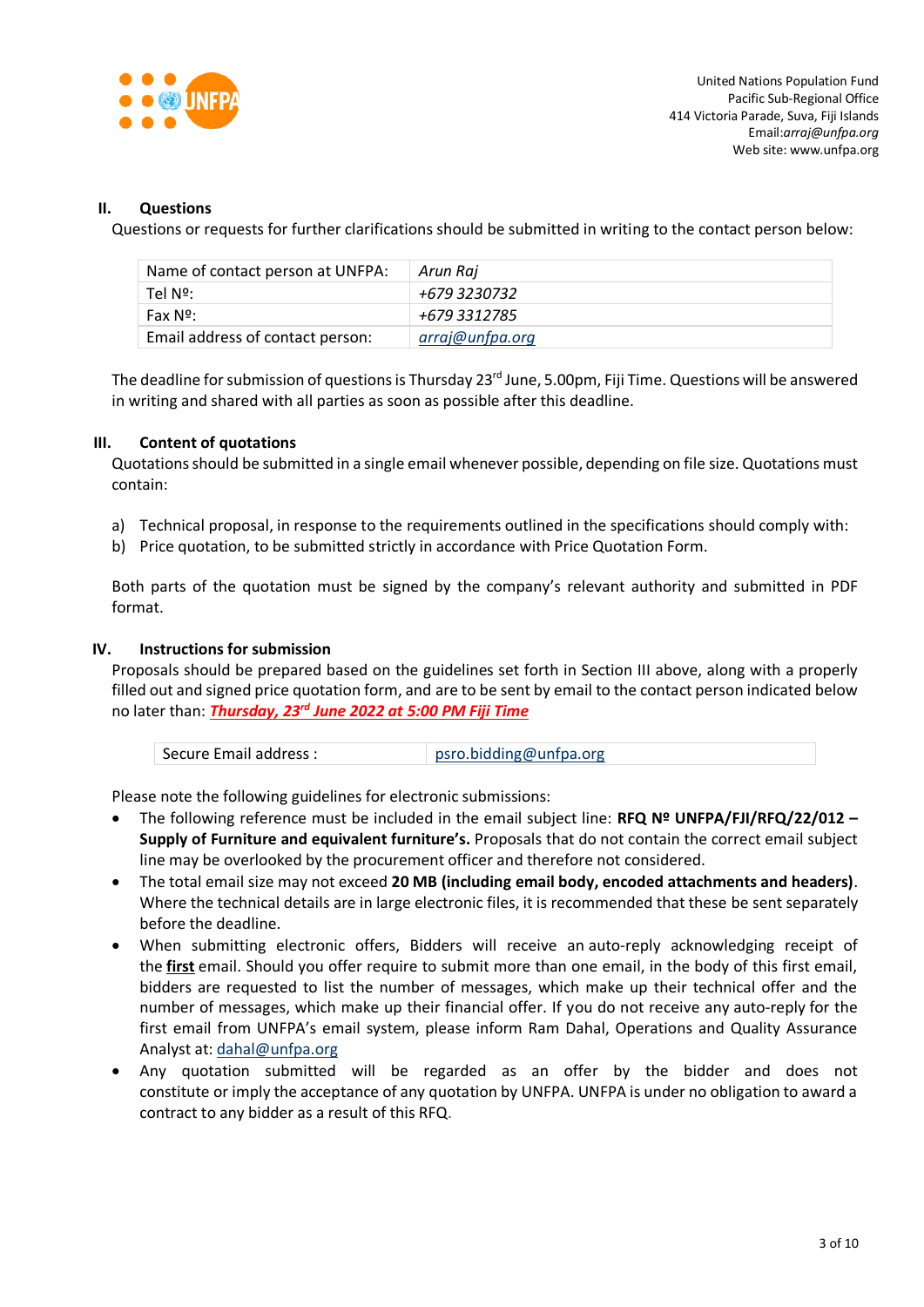United Nations Population Fund
Pacific Sub-Regional Office
414 Victoria Parade, Suva, Fiji Islands
Email:*arraj@unfpa.org*
Web site: www.unfpa.org

## II. Questions

Questions or requests for further clarifications should be submitted in writing to the contact person below:

| Name of contact person at UNFPA: | *Arun Raj* |
|---|---|
| Tel Nº: | *+679 3230732* |
| Fax Nº: | *+679 3312785* |
| Email address of contact person: | *arraj@unfpa.org* |

The deadline for submission of questions is Thursday 23rd June, 5.00pm, Fiji Time. Questions will be answered in writing and shared with all parties as soon as possible after this deadline.

## III. Content of quotations

Quotations should be submitted in a single email whenever possible, depending on file size. Quotations must contain:

a) Technical proposal, in response to the requirements outlined in the specifications should comply with:
b) Price quotation, to be submitted strictly in accordance with Price Quotation Form.

Both parts of the quotation must be signed by the company's relevant authority and submitted in PDF format.

## IV. Instructions for submission

Proposals should be prepared based on the guidelines set forth in Section III above, along with a properly filled out and signed price quotation form, and are to be sent by email to the contact person indicated below no later than: ***Thursday, 23rd June 2022 at 5:00 PM Fiji Time***

| Secure Email address : | psro.bidding@unfpa.org |
|---|---|

Please note the following guidelines for electronic submissions:

- The following reference must be included in the email subject line: **RFQ Nº UNFPA/FJI/RFQ/22/012 – Supply of Furniture and equivalent furniture's.** Proposals that do not contain the correct email subject line may be overlooked by the procurement officer and therefore not considered.
- The total email size may not exceed **20 MB (including email body, encoded attachments and headers)**. Where the technical details are in large electronic files, it is recommended that these be sent separately before the deadline.
- When submitting electronic offers, Bidders will receive an auto-reply acknowledging receipt of the **first** email. Should you offer require to submit more than one email, in the body of this first email, bidders are requested to list the number of messages, which make up their technical offer and the number of messages, which make up their financial offer. If you do not receive any auto-reply for the first email from UNFPA's email system, please inform Ram Dahal, Operations and Quality Assurance Analyst at: dahal@unfpa.org
- Any quotation submitted will be regarded as an offer by the bidder and does not constitute or imply the acceptance of any quotation by UNFPA. UNFPA is under no obligation to award a contract to any bidder as a result of this RFQ.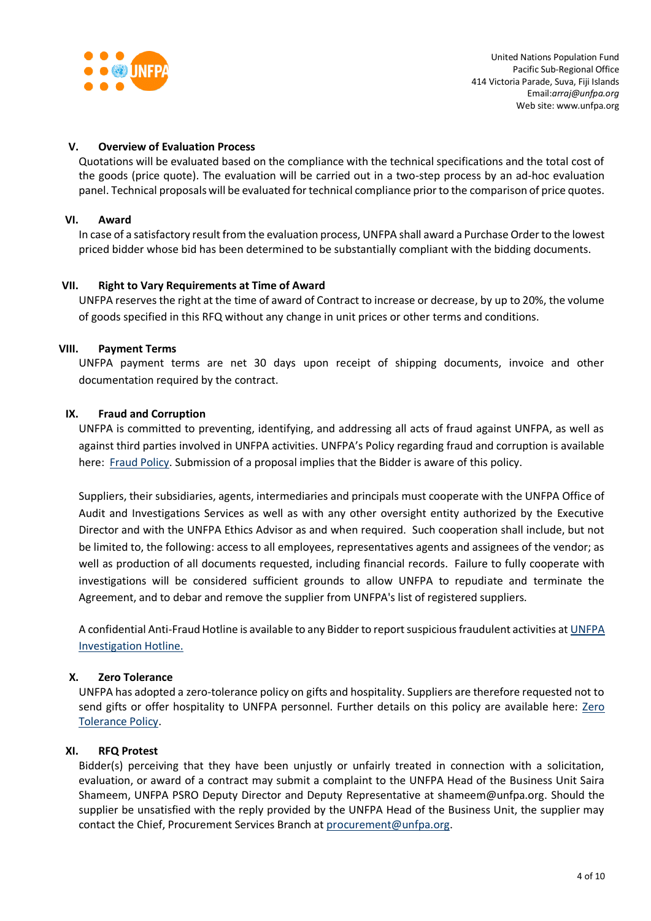United Nations Population Fund
Pacific Sub-Regional Office
414 Victoria Parade, Suva, Fiji Islands
Email:*arraj@unfpa.org*
Web site: www.unfpa.org

## V. Overview of Evaluation Process

Quotations will be evaluated based on the compliance with the technical specifications and the total cost of the goods (price quote). The evaluation will be carried out in a two-step process by an ad-hoc evaluation panel. Technical proposals will be evaluated for technical compliance prior to the comparison of price quotes.

## VI. Award

In case of a satisfactory result from the evaluation process, UNFPA shall award a Purchase Order to the lowest priced bidder whose bid has been determined to be substantially compliant with the bidding documents.

## VII. Right to Vary Requirements at Time of Award

UNFPA reserves the right at the time of award of Contract to increase or decrease, by up to 20%, the volume of goods specified in this RFQ without any change in unit prices or other terms and conditions.

## VIII. Payment Terms

UNFPA payment terms are net 30 days upon receipt of shipping documents, invoice and other documentation required by the contract.

## IX. Fraud and Corruption

UNFPA is committed to preventing, identifying, and addressing all acts of fraud against UNFPA, as well as against third parties involved in UNFPA activities. UNFPA's Policy regarding fraud and corruption is available here: Fraud Policy. Submission of a proposal implies that the Bidder is aware of this policy.

Suppliers, their subsidiaries, agents, intermediaries and principals must cooperate with the UNFPA Office of Audit and Investigations Services as well as with any other oversight entity authorized by the Executive Director and with the UNFPA Ethics Advisor as and when required. Such cooperation shall include, but not be limited to, the following: access to all employees, representatives agents and assignees of the vendor; as well as production of all documents requested, including financial records. Failure to fully cooperate with investigations will be considered sufficient grounds to allow UNFPA to repudiate and terminate the Agreement, and to debar and remove the supplier from UNFPA's list of registered suppliers.

A confidential Anti-Fraud Hotline is available to any Bidder to report suspicious fraudulent activities at UNFPA Investigation Hotline.

## X. Zero Tolerance

UNFPA has adopted a zero-tolerance policy on gifts and hospitality. Suppliers are therefore requested not to send gifts or offer hospitality to UNFPA personnel. Further details on this policy are available here: Zero Tolerance Policy.

## XI. RFQ Protest

Bidder(s) perceiving that they have been unjustly or unfairly treated in connection with a solicitation, evaluation, or award of a contract may submit a complaint to the UNFPA Head of the Business Unit Saira Shameem, UNFPA PSRO Deputy Director and Deputy Representative at shameem@unfpa.org. Should the supplier be unsatisfied with the reply provided by the UNFPA Head of the Business Unit, the supplier may contact the Chief, Procurement Services Branch at procurement@unfpa.org.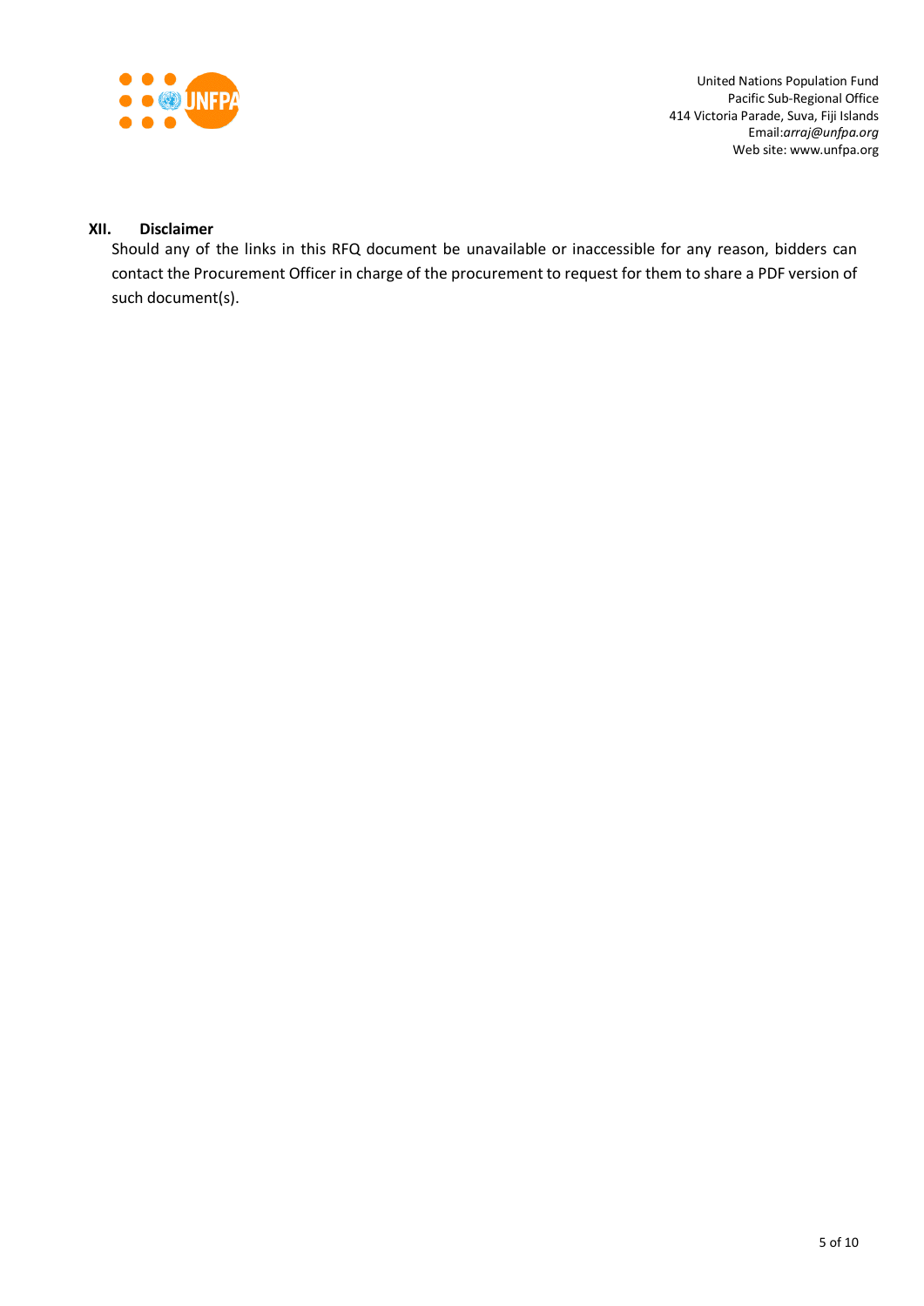United Nations Population Fund
Pacific Sub-Regional Office
414 Victoria Parade, Suva, Fiji Islands
Email:*arraj@unfpa.org*
Web site: www.unfpa.org

## XII. Disclaimer

Should any of the links in this RFQ document be unavailable or inaccessible for any reason, bidders can contact the Procurement Officer in charge of the procurement to request for them to share a PDF version of such document(s).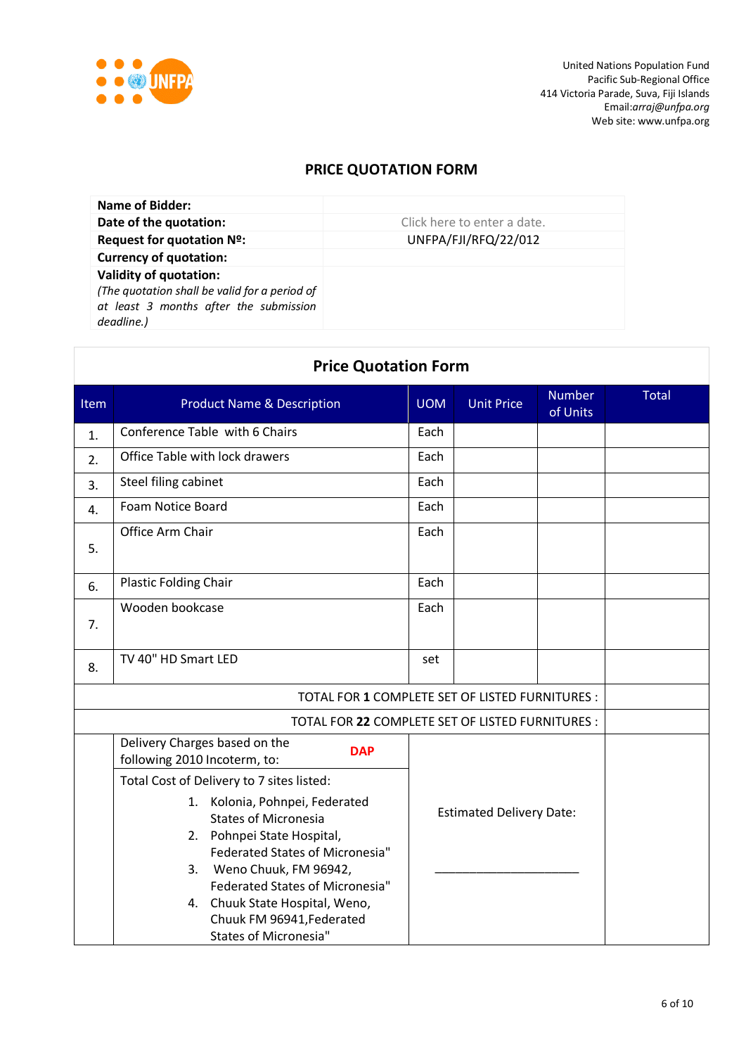United Nations Population Fund
Pacific Sub-Regional Office
414 Victoria Parade, Suva, Fiji Islands
Email:*arraj@unfpa.org*
Web site: www.unfpa.org

## PRICE QUOTATION FORM

| | |
|---|---|
| **Name of Bidder:** | |
| **Date of the quotation:** | Click here to enter a date. |
| **Request for quotation Nº:** | UNFPA/FJI/RFQ/22/012 |
| **Currency of quotation:** | |
| **Validity of quotation:** *(The quotation shall be valid for a period of at least 3 months after the submission deadline.)* | |

### Price Quotation Form

| Item | Product Name & Description | UOM | Unit Price | Number of Units | Total |
|---|---|---|---|---|---|
| 1. | Conference Table with 6 Chairs | Each | | | |
| 2. | Office Table with lock drawers | Each | | | |
| 3. | Steel filing cabinet | Each | | | |
| 4. | Foam Notice Board | Each | | | |
| 5. | Office Arm Chair | Each | | | |
| 6. | Plastic Folding Chair | Each | | | |
| 7. | Wooden bookcase | Each | | | |
| 8. | TV 40" HD Smart LED | set | | | |
| | TOTAL FOR **1** COMPLETE SET OF LISTED FURNITURES : | | | | |
| | TOTAL FOR **22** COMPLETE SET OF LISTED FURNITURES : | | | | |
| | Delivery Charges based on the following 2010 Incoterm, to: **DAP**<br><br>Total Cost of Delivery to 7 sites listed:<br>1. Kolonia, Pohnpei, Federated States of Micronesia<br>2. Pohnpei State Hospital, Federated States of Micronesia"<br>3. Weno Chuuk, FM 96942, Federated States of Micronesia"<br>4. Chuuk State Hospital, Weno, Chuuk FM 96941,Federated States of Micronesia" | Estimated Delivery Date:<br><br>______________________ | | | |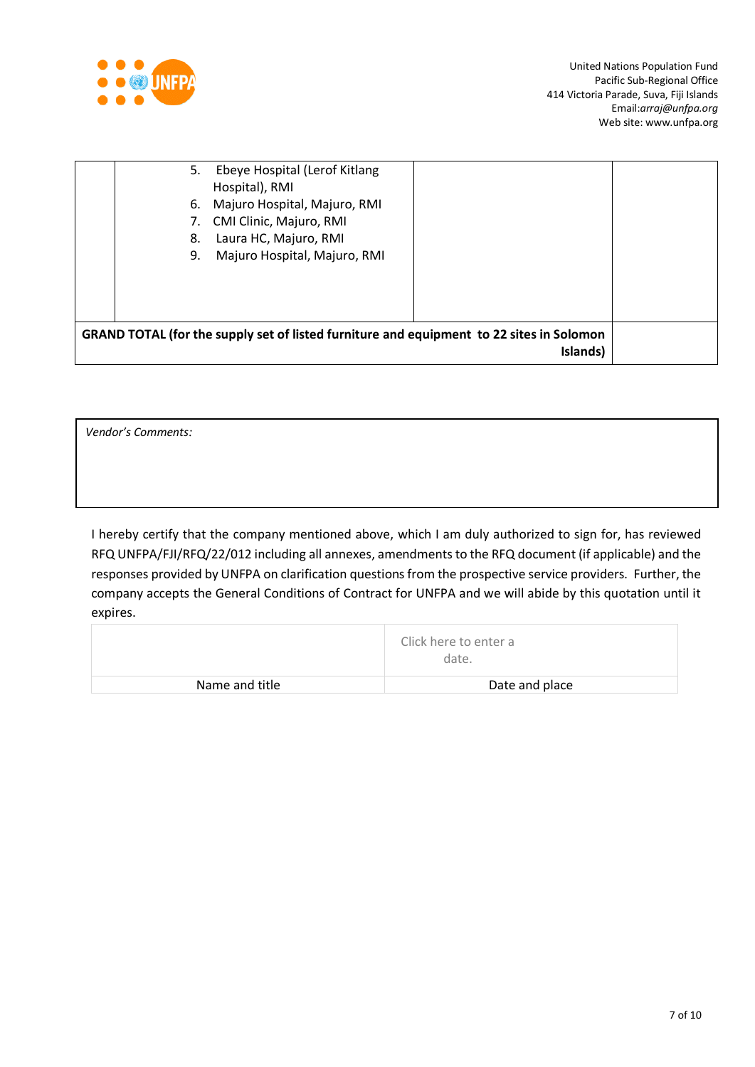| | | | |
|---|---|---|---|
| | 5. Ebeye Hospital (Lerof Kitlang Hospital), RMI<br>6. Majuro Hospital, Majuro, RMI<br>7. CMI Clinic, Majuro, RMI<br>8. Laura HC, Majuro, RMI<br>9. Majuro Hospital, Majuro, RMI | | |
| **GRAND TOTAL (for the supply set of listed furniture and equipment to 22 sites in Solomon Islands)** | | | |

| *Vendor's Comments:* |
|---|
| |

I hereby certify that the company mentioned above, which I am duly authorized to sign for, has reviewed RFQ UNFPA/FJI/RFQ/22/012 including all annexes, amendments to the RFQ document (if applicable) and the responses provided by UNFPA on clarification questions from the prospective service providers. Further, the company accepts the General Conditions of Contract for UNFPA and we will abide by this quotation until it expires.

| | Click here to enter a date. |
|---|---|
| Name and title | Date and place |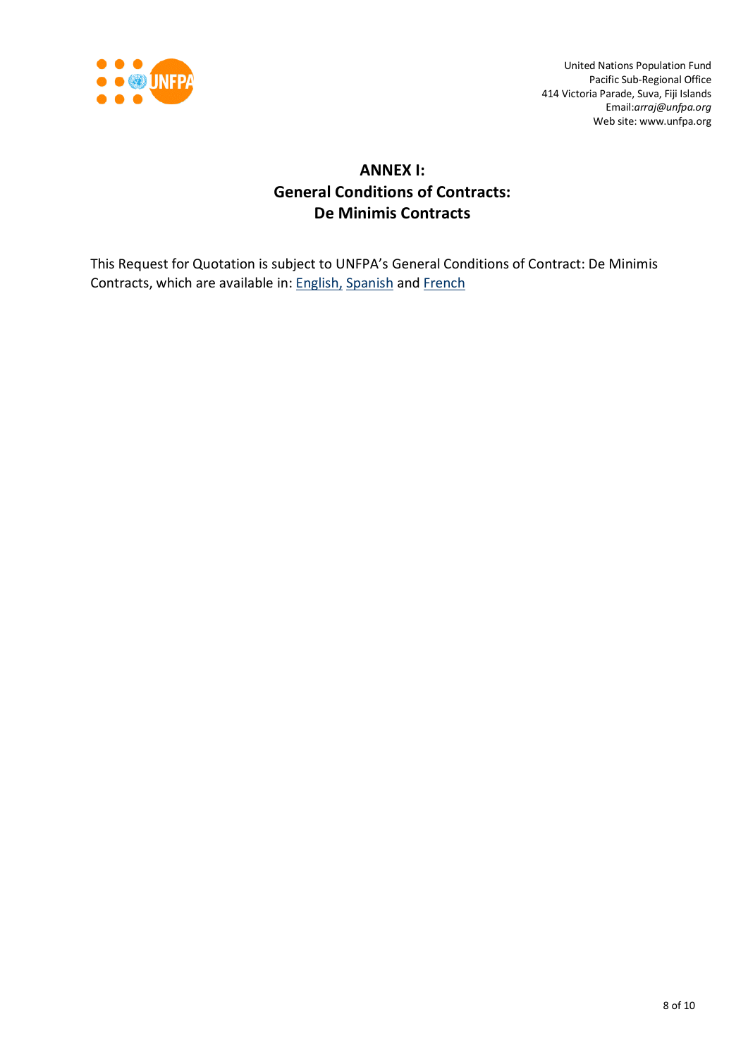United Nations Population Fund
Pacific Sub-Regional Office
414 Victoria Parade, Suva, Fiji Islands
Email:*arraj@unfpa.org*
Web site: www.unfpa.org

# ANNEX I: General Conditions of Contracts: De Minimis Contracts

This Request for Quotation is subject to UNFPA's General Conditions of Contract: De Minimis Contracts, which are available in: English, Spanish and French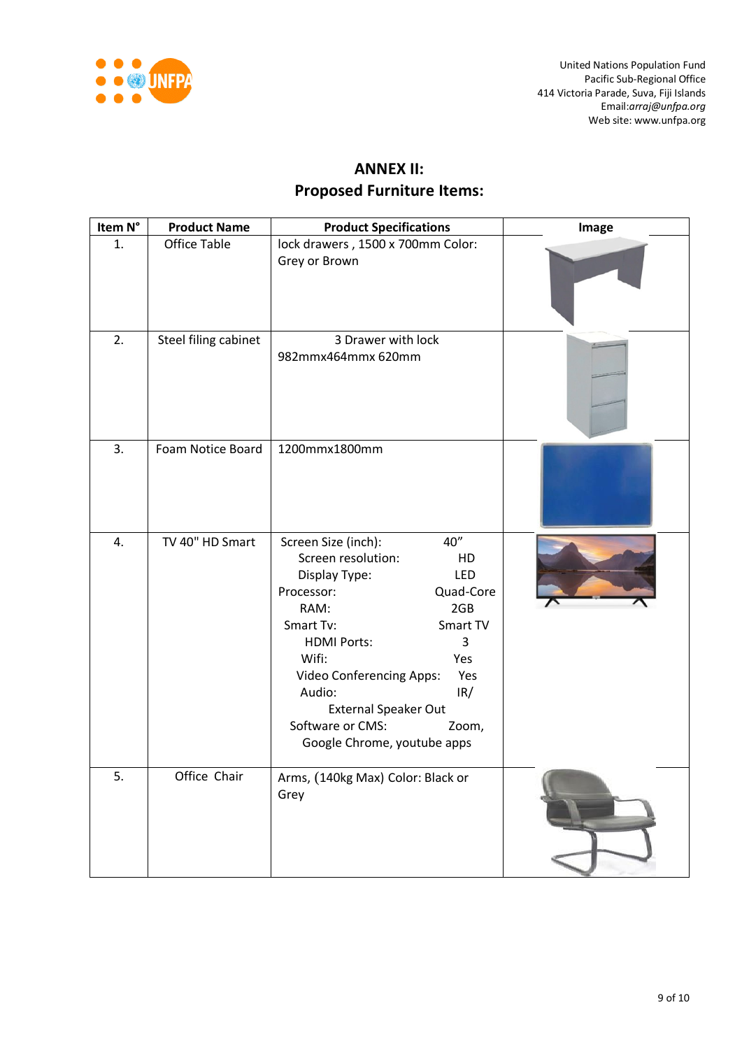United Nations Population Fund
Pacific Sub-Regional Office
414 Victoria Parade, Suva, Fiji Islands
Email:*arraj@unfpa.org*
Web site: www.unfpa.org

## ANNEX II:
## Proposed Furniture Items:

| Item N° | Product Name | Product Specifications | Image |
|---|---|---|---|
| 1. | Office Table | lock drawers , 1500 x 700mm Color: Grey or Brown | |
| 2. | Steel filing cabinet | 3 Drawer with lock 982mmx464mmx 620mm | |
| 3. | Foam Notice Board | 1200mmx1800mm | |
| 4. | TV 40" HD Smart | Screen Size (inch): 40"<br>Screen resolution: HD<br>Display Type: LED<br>Processor: Quad-Core<br>RAM: 2GB<br>Smart Tv: Smart TV<br>HDMI Ports: 3<br>Wifi: Yes<br>Video Conferencing Apps: Yes<br>Audio: IR/ External Speaker Out<br>Software or CMS: Zoom, Google Chrome, youtube apps | |
| 5. | Office Chair | Arms, (140kg Max) Color: Black or Grey | |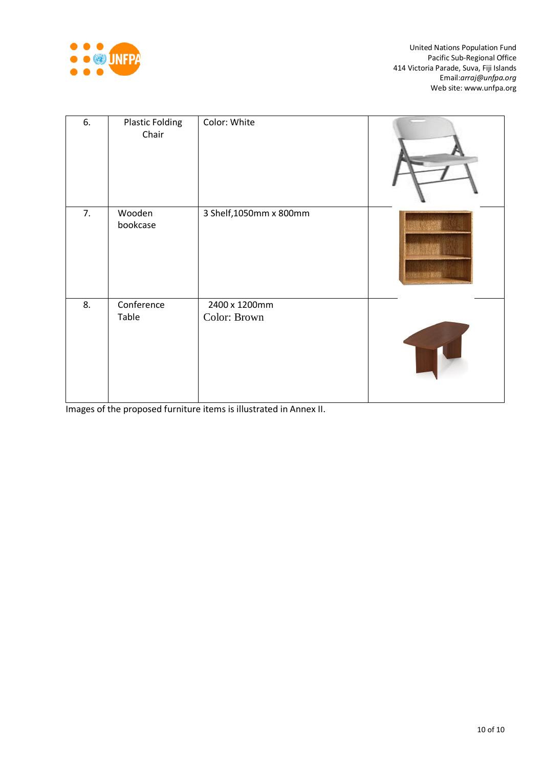| | | | |
|---|---|---|---|
| 6. | Plastic Folding Chair | Color: White | |
| 7. | Wooden bookcase | 3 Shelf,1050mm x 800mm | |
| 8. | Conference Table | 2400 x 1200mm<br>Color: Brown | |

Images of the proposed furniture items is illustrated in Annex II.